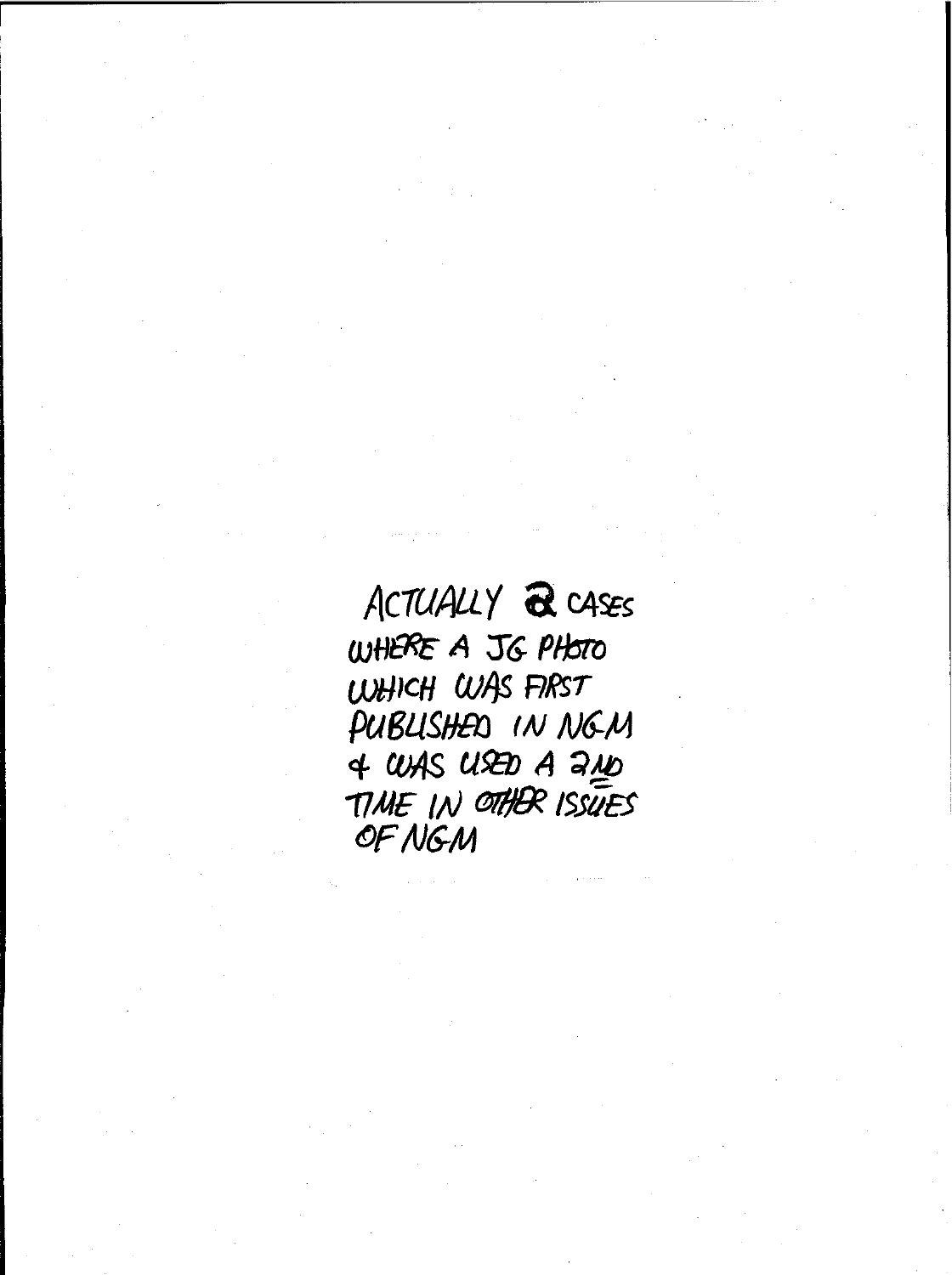ACTUALLY 2 CASES
WHERE A JG PHOTO
WHICH WAS FIRST
PUBLISHED IN NGM
& WAS USED A 2ND
TIME IN OTHER ISSUES
OF NGM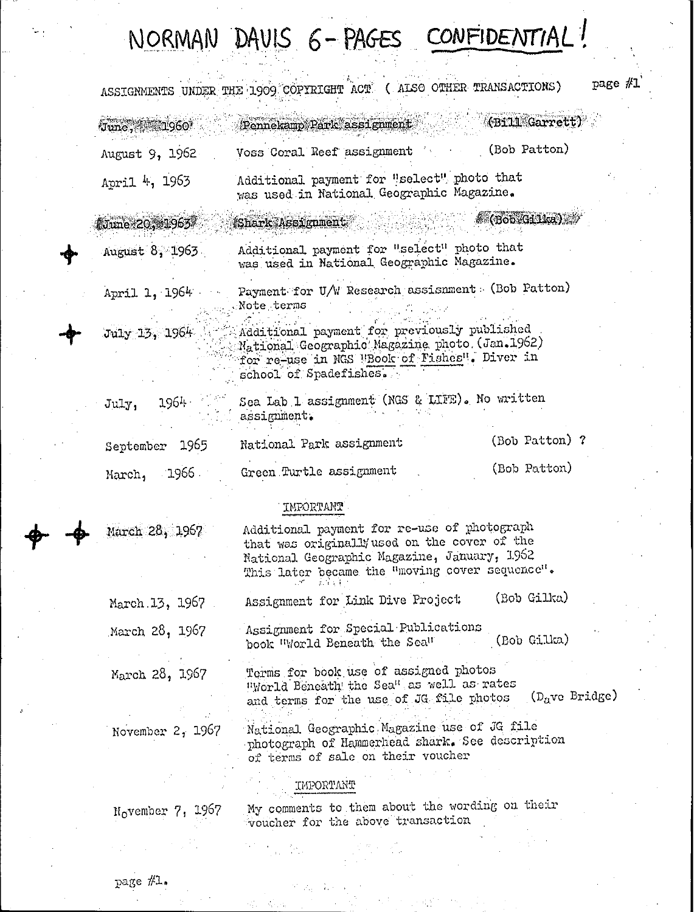# NORMAN DAVIS 6-PAGES CONFIDENTIAL!

ASSIGNMENTS UNDER THE 1909 COPYRIGHT ACT ( ALSO OTHER TRANSACTIONS) page #1

| | | |
|---|---|---|
| June, 1960 | Pennekamp Park assignment | (Bill Garrett) |
| August 9, 1962 | Voss Coral Reef assignment | (Bob Patton) |
| April 4, 1963 | Additional payment for "select" photo that was used in National Geographic Magazine. | |
| June 20, 1963 | Shark Assignment | (Bob Gilka) |
| August 8, 1963 | Additional payment for "select" photo that was used in National Geographic Magazine. | |
| April 1, 1964 | Payment for U/W Research assisnment (Bob Patton) Note terms | |
| July 13, 1964 | Additional payment for previously published National Geographic Magazine photo (Jan.1962) for re-use in NGS "Book of Fishes". Diver in school of Spadefishes. | |
| July, 1964 | Sea Lab 1 assignment (NGS & LIFE). No written assignment. | |
| September 1965 | National Park assignment | (Bob Patton) ? |
| March, 1966 | Green Turtle assignment | (Bob Patton) |

IMPORTANT

| | | |
|---|---|---|
| March 28, 1967 | Additional payment for re-use of photograph that was originally used on the cover of the National Geographic Magazine, January, 1962 This later became the "moving cover sequence". | |
| March 13, 1967 | Assignment for Link Dive Project | (Bob Gilka) |
| March 28, 1967 | Assignment for Special Publications book "World Beneath the Sea" | (Bob Gilka) |
| March 28, 1967 | Terms for book use of assigned photos "World Beneath the Sea" as well as rates and terms for the use of JG file photos | (Dave Bridge) |
| November 2, 1967 | National Geographic Magazine use of JG file photograph of Hammerhead shark. See description of terms of sale on their voucher | |

IMPORTANT

| | | |
|---|---|---|
| November 7, 1967 | My comments to them about the wording on their voucher for the above transaction | |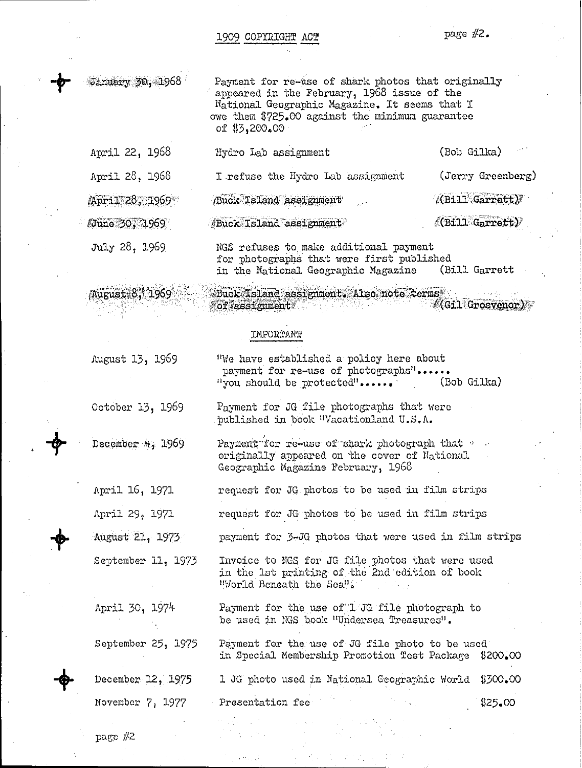# 1909 COPYRIGHT ACT

| | | |
|---|---|---|
| January 30, 1968 | Payment for re-use of shark photos that originally appeared in the February, 1968 issue of the National Geographic Magazine. It seems that I owe them $725.00 against the minimum guarantee of $3,200.00 | |
| April 22, 1968 | Hydro Lab assignment | (Bob Gilka) |
| April 28, 1968 | I refuse the Hydro Lab assignment | (Jerry Greenberg) |
| April 28, 1969 | Buck Island assignment | (Bill Garrett) |
| June 30, 1969 | Buck Island assignment | (Bill Garrett) |
| July 28, 1969 | NGS refuses to make additional payment for photographs that were first published in the National Geographic Magazine | (Bill Garrett |
| August 8, 1969 | Buck Island assignment. Also note terms of assignment | (Gil Grosvenor) |

IMPORTANT

| | | |
|---|---|---|
| August 13, 1969 | "We have established a policy here about payment for re-use of photographs"...... "you should be protected"...... | (Bob Gilka) |
| October 13, 1969 | Payment for JG file photographs that were published in book "Vacationland U.S.A. | |
| December 4, 1969 | Payment for re-use of shark photograph that originally appeared on the cover of National Geographic Magazine February, 1968 | |
| April 16, 1971 | request for JG photos to be used in film strips | |
| April 29, 1971 | request for JG photos to be used in film strips | |
| August 21, 1973 | payment for 3-JG photos that were used in film strips | |
| September 11, 1973 | Invoice to NGS for JG file photos that were used in the 1st printing of the 2nd edition of book "World Beneath the Sea". | |
| April 30, 1974 | Payment for the use of 1 JG file photograph to be used in NGS book "Undersea Treasures". | |
| September 25, 1975 | Payment for the use of JG file photo to be used in Special Membership Promotion Test Package | $200.00 |
| December 12, 1975 | 1 JG photo used in National Geographic World | $300.00 |
| November 7, 1977 | Presentation fee | $25.00 |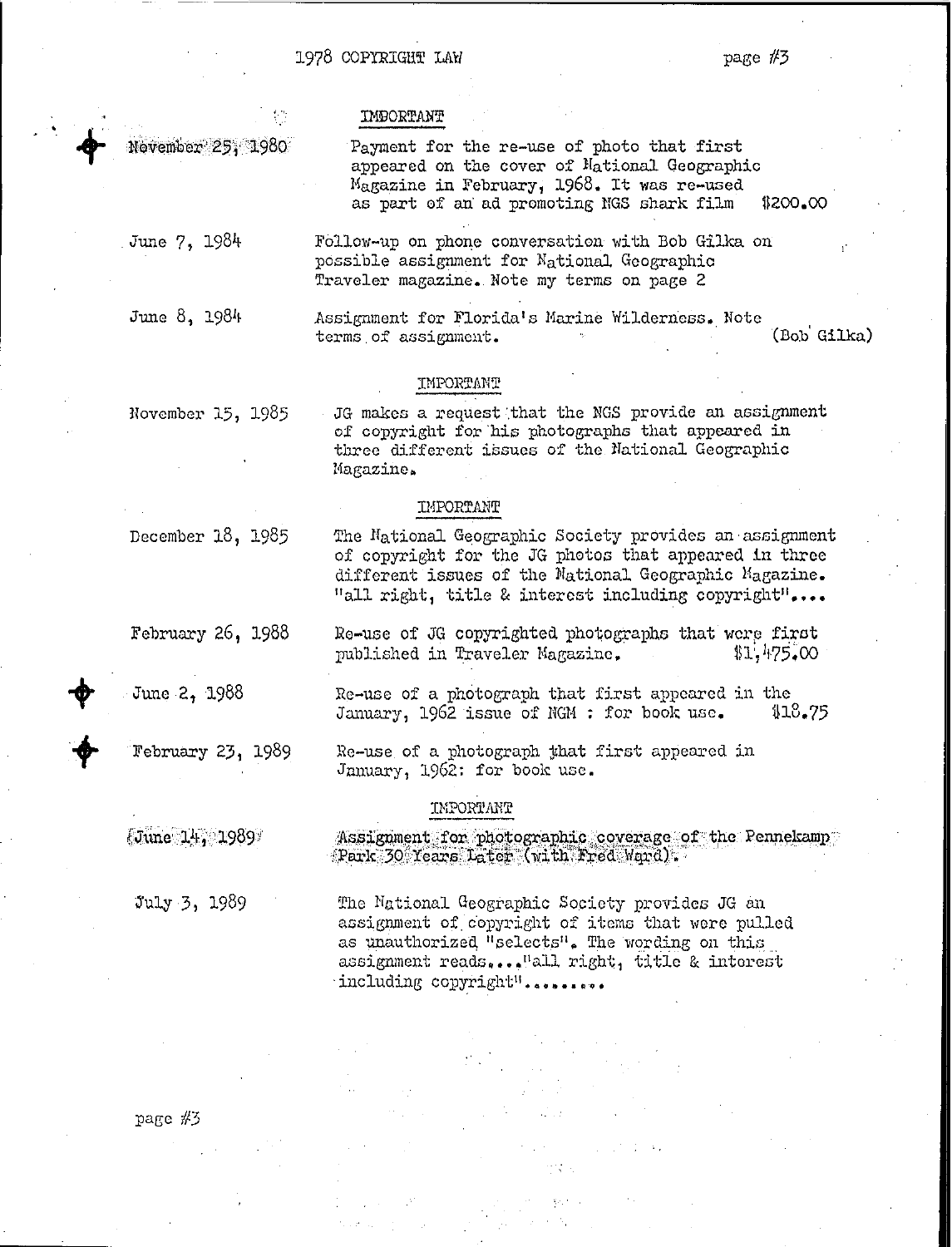**IMPORTANT**

| | |
|---|---|
| November 25, 1980 | Payment for the re-use of photo that first appeared on the cover of National Geographic Magazine in February, 1968. It was re-used as part of an ad promoting NGS shark film $200.00 |
| June 7, 1984 | Follow-up on phone conversation with Bob Gilka on possible assignment for National Geographic Traveler magazine. Note my terms on page 2 |
| June 8, 1984 | Assignment for Florida's Marine Wilderness. Note terms of assignment. (Bob Gilka) |

**IMPORTANT**

| | |
|---|---|
| November 15, 1985 | JG makes a request that the NGS provide an assignment of copyright for his photographs that appeared in three different issues of the National Geographic Magazine. |

**IMPORTANT**

| | |
|---|---|
| December 18, 1985 | The National Geographic Society provides an assignment of copyright for the JG photos that appeared in three different issues of the National Geographic Magazine. "all right, title & interest including copyright".... |
| February 26, 1988 | Re-use of JG copyrighted photographs that were first published in Traveler Magazine. $1,475.00 |
| June 2, 1988 | Re-use of a photograph that first appeared in the January, 1962 issue of NGM : for book use. $18.75 |
| February 23, 1989 | Re-use of a photograph that first appeared in January, 1962: for book use. |

**IMPORTANT**

| | |
|---|---|
| June 14, 1989 | Assignment for photographic coverage of the Pennekamp Park 30 Years Later (with Fred Ward). |
| July 3, 1989 | The National Geographic Society provides JG an assignment of copyright of items that were pulled as unauthorized "selects". The wording on this assignment reads...."all right, title & interest including copyright"......... |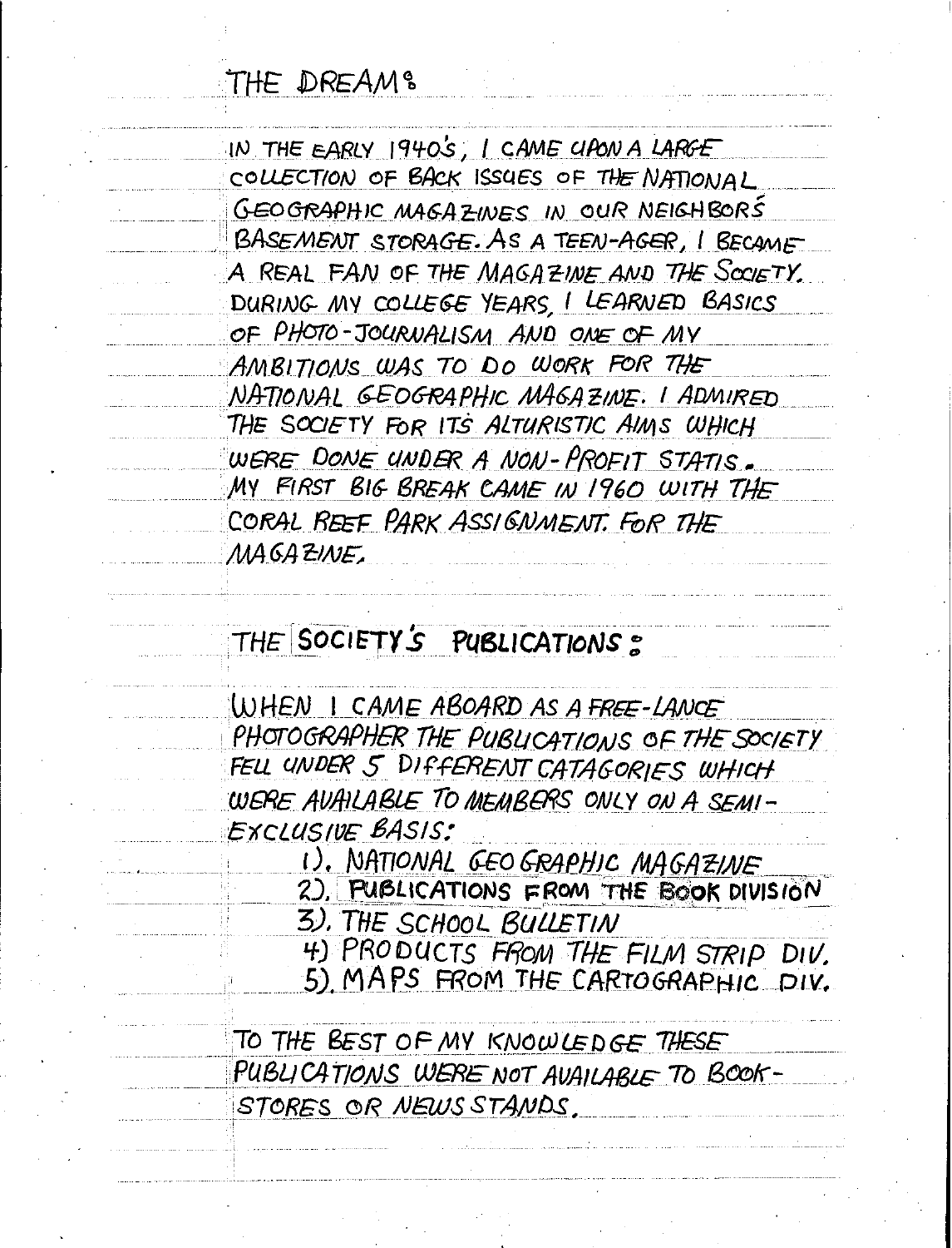## THE DREAM:

IN THE EARLY 1940'S, I CAME UPON A LARGE COLLECTION OF BACK ISSUES OF THE NATIONAL GEOGRAPHIC MAGAZINES IN OUR NEIGHBOR'S BASEMENT STORAGE. AS A TEEN-AGER, I BECAME A REAL FAN OF THE MAGAZINE AND THE SOCIETY. DURING MY COLLEGE YEARS, I LEARNED BASICS OF PHOTO-JOURNALISM AND ONE OF MY AMBITIONS WAS TO DO WORK FOR THE NATIONAL GEOGRAPHIC MAGAZINE. I ADMIRED THE SOCIETY FOR ITS ALTURISTIC AIMS WHICH WERE DONE UNDER A NON-PROFIT STATIS. MY FIRST BIG BREAK CAME IN 1960 WITH THE CORAL REEF PARK ASSIGNMENT. FOR THE MAGAZINE.

## THE SOCIETY'S PUBLICATIONS:

WHEN I CAME ABOARD AS A FREE-LANCE PHOTOGRAPHER THE PUBLICATIONS OF THE SOCIETY FELL UNDER 5 DIFFERENT CATAGORIES WHICH WERE AVAILABLE TO MEMBERS ONLY ON A SEMI-EXCLUSIVE BASIS:

1). NATIONAL GEOGRAPHIC MAGAZINE
2). PUBLICATIONS FROM THE BOOK DIVISION
3). THE SCHOOL BULLETIN
4) PRODUCTS FROM THE FILM STRIP DIV.
5). MAPS FROM THE CARTOGRAPHIC DIV.

TO THE BEST OF MY KNOWLEDGE THESE PUBLICATIONS WERE NOT AVAILABLE TO BOOK-STORES OR NEWS STANDS.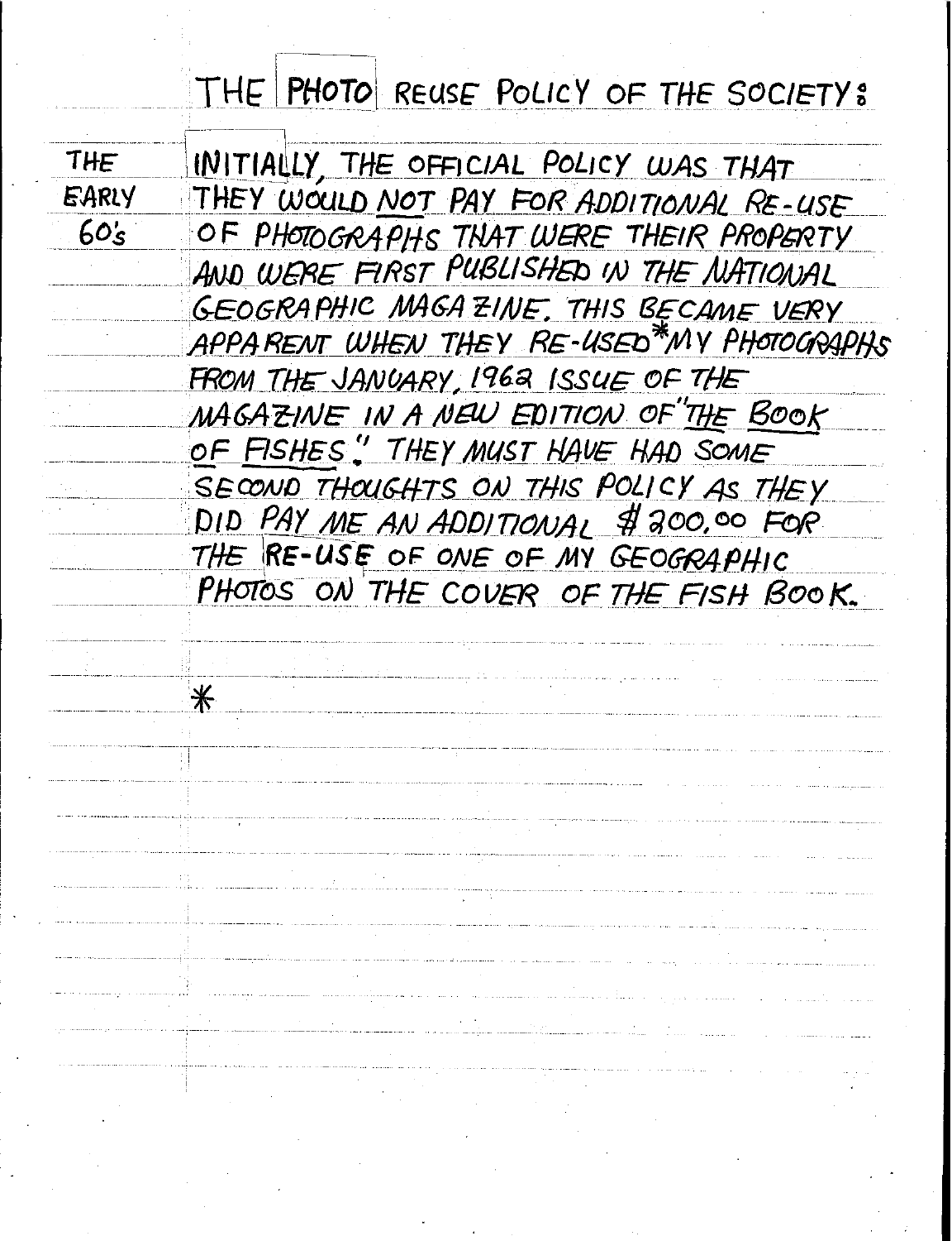# THE PHOTO REUSE POLICY OF THE SOCIETY:

THE EARLY 60's

INITIALLY, THE OFFICIAL POLICY WAS THAT THEY WOULD NOT PAY FOR ADDITIONAL RE-USE OF PHOTOGRAPHS THAT WERE THEIR PROPERTY AND WERE FIRST PUBLISHED IN THE NATIONAL GEOGRAPHIC MAGAZINE. THIS BECAME VERY APPARENT WHEN THEY RE-USED* MY PHOTOGRAPHS FROM THE JANUARY, 1962 ISSUE OF THE MAGAZINE IN A NEW EDITION OF "THE BOOK OF FISHES." THEY MUST HAVE HAD SOME SECOND THOUGHTS ON THIS POLICY AS THEY DID PAY ME AN ADDITIONAL $200.00 FOR THE RE-USE OF ONE OF MY GEOGRAPHIC PHOTOS ON THE COVER OF THE FISH BOOK.

*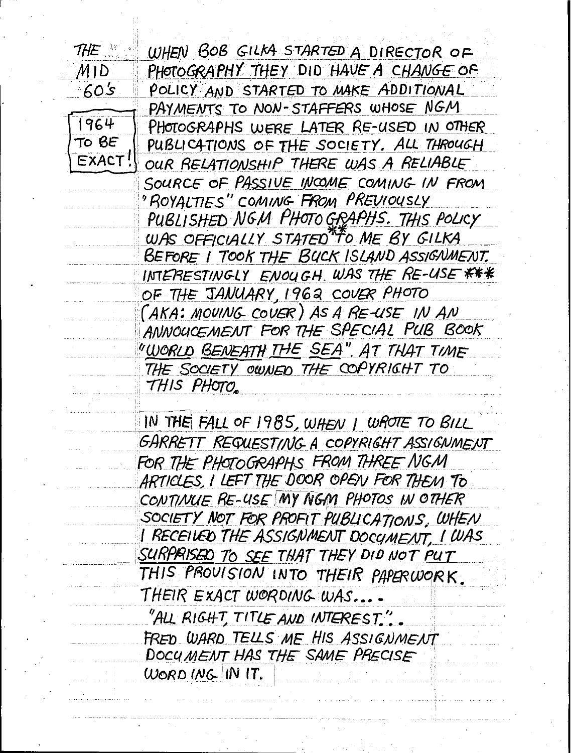THE MID 60'S

1964 TO BE EXACT!

WHEN BOB GILKA STARTED A DIRECTOR OF PHOTOGRAPHY THEY DID HAVE A CHANGE OF POLICY AND STARTED TO MAKE ADDITIONAL PAYMENTS TO NON-STAFFERS WHOSE NGM PHOTOGRAPHS WERE LATER RE-USED IN OTHER PUBLICATIONS OF THE SOCIETY. ALL THROUGH OUR RELATIONSHIP THERE WAS A RELIABLE SOURCE OF PASSIVE INCOME COMING IN FROM "ROYALTIES" COMING FROM PREVIOUSLY PUBLISHED NGM PHOTOGRAPHS. THIS POLICY WAS OFFICIALLY STATED** TO ME BY GILKA BEFORE I TOOK THE BUCK ISLAND ASSIGNMENT. INTERESTINGLY ENOUGH WAS THE RE-USE *** OF THE JANUARY, 1962 COVER PHOTO (AKA: MOVING COVER) AS A RE-USE IN AN ANNOUCEMENT FOR THE SPECIAL PUB BOOK "WORLD BENEATH THE SEA". AT THAT TIME THE SOCIETY OWNED THE COPYRIGHT TO THIS PHOTO.

IN THE FALL OF 1985, WHEN I WROTE TO BILL GARRETT REQUESTING A COPYRIGHT ASSIGNMENT FOR THE PHOTOGRAPHS FROM THREE NGM ARTICLES, I LEFT THE DOOR OPEN FOR THEM TO CONTINUE RE-USE MY NGM PHOTOS IN OTHER SOCIETY NOT FOR PROFIT PUBLICATIONS. WHEN I RECEIVED THE ASSIGNMENT DOCUMENT, I WAS SURPRISED TO SEE THAT THEY DID NOT PUT THIS PROVISION INTO THEIR PAPERWORK. THEIR EXACT WORDING WAS....

"ALL RIGHT, TITLE AND INTEREST.".

FRED WARD TELLS ME HIS ASSIGNMENT DOCUMENT HAS THE SAME PRECISE WORDING IN IT.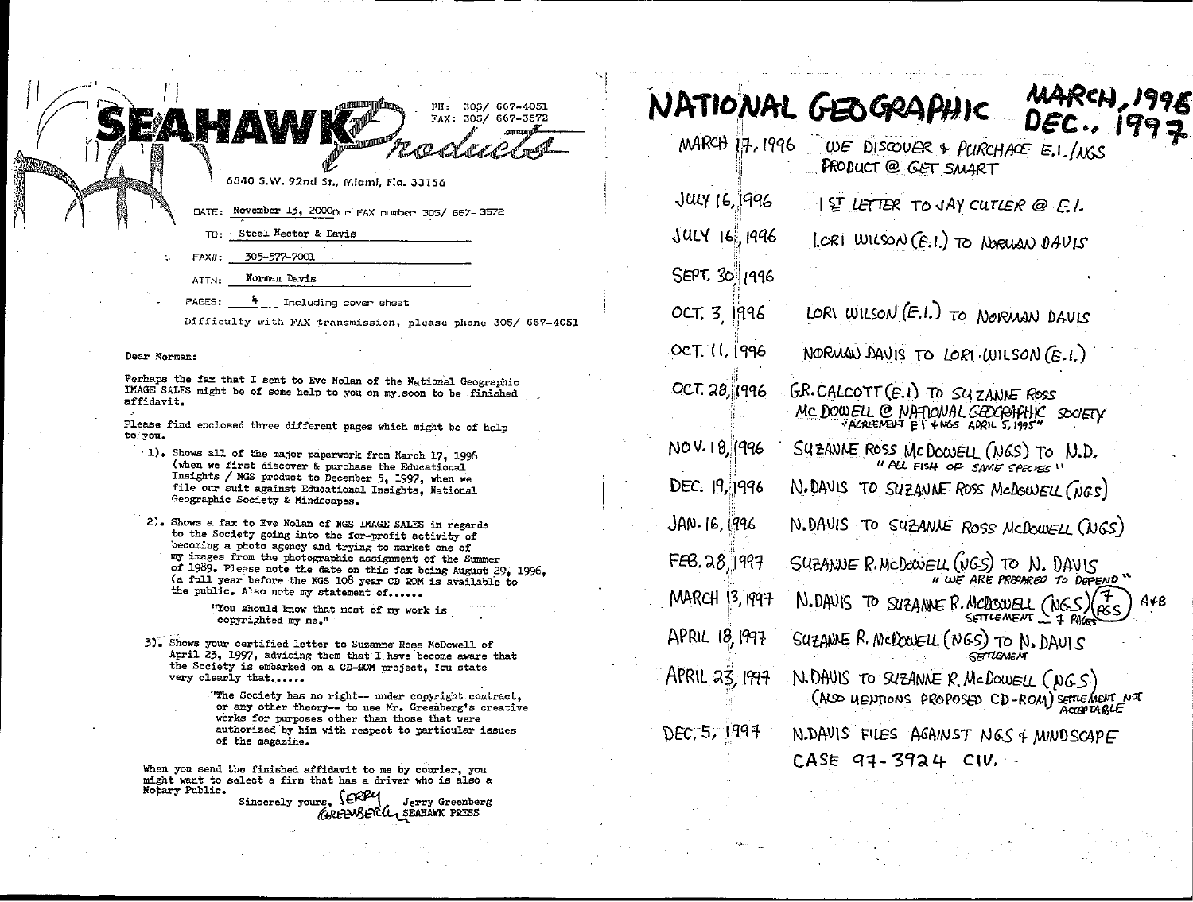**SEAHAWK Products**

PH: 305/ 667-4051
FAX: 305/ 667-3572

6840 S.W. 92nd St., Miami, Fla. 33156

DATE: November 13, 2000 Our FAX number 305/ 667-3572

TO: Steel Hector & Davis

FAX#: 305-577-7001

ATTN: Norman Davis

PAGES: 4 Including cover sheet

Difficulty with FAX transmission, please phone 305/ 667-4051

Dear Norman:

Perhaps the fax that I sent to Eve Nolan of the National Geographic IMAGE SALES might be of some help to you on my soon to be finished affidavit.

Please find enclosed three different pages which might be of help to you.

1). Shows all of the major paperwork from March 17, 1996 (when we first discover & purchase the Educational Insights / NGS product to December 5, 1997, when we file our suit against Educational Insights, National Geographic Society & Mindscapes.

2). Shows a fax to Eve Nolan of NGS IMAGE SALES in regards to the Society going into the for-profit activity of becoming a photo agency and trying to market one of my images from the photographic assignment of the Summer of 1989. Please note the date on this fax being August 29, 1996, (a full year before the NGS 108 year CD ROM is available to the public. Also note my statement of......

> "You should know that most of my work is copyrighted my me."

3). Shows your certified letter to Suzanne Ross McDowell of April 23, 1997, advising them that I have become aware that the Society is embarked on a CD-ROM project, You state very clearly that......

> "The Society has no right-- under copyright contract, or any other theory-- to use Mr. Greenberg's creative works for purposes other than those that were authorized by him with respect to particular issues of the magazine.

When you send the finished affidavit to me by courier, you might want to select a firm that has a driver who is also a Notary Public.

Sincerely yours, Jerry Greenberg
Jerry Greenberg
SEAHAWK PRESS

# NATIONAL GEOGRAPHIC MARCH, 1996 – DEC., 1997

| Date | Event |
|---|---|
| MARCH 17, 1996 | WE DISCOVER & PURCHACE E.I./NGS PRODUCT @ GET SMART |
| JULY 16, 1996 | 1ST LETTER TO JAY CUTLER @ E.I. |
| JULY 16, 1996 | LORI WILSON (E.I.) TO NORMAN DAVIS |
| SEPT. 30, 1996 | |
| OCT. 3, 1996 | LORI WILSON (E.I.) TO NORMAN DAVIS |
| OCT. 11, 1996 | NORMAN DAVIS TO LORI WILSON (E.I.) |
| OCT. 28, 1996 | G.R. CALCOTT (E.I) TO SUZANNE ROSS McDOWELL @ NATIONAL GEOGRAPHIC SOCIETY "AGREEMENT E.I & NGS APRIL 5, 1995" |
| NOV. 18, 1996 | SUZANNE ROSS McDOWELL (NGS) TO N.D. "ALL FISH OF SAME SPECIES" |
| DEC. 19, 1996 | N. DAVIS TO SUZANNE ROSS McDOWELL (NGS) |
| JAN. 16, 1996 | N. DAVIS TO SUZANNE ROSS McDOWELL (NGS) |
| FEB. 28, 1997 | SUZANNE R. McDOWELL (NGS) TO N. DAVIS "WE ARE PREPARED TO DEFEND" |
| MARCH 13, 1997 | N. DAVIS TO SUZANNE R. McDOWELL (NGS) (7 PGS) A+B SETTLEMENT – 7 PAGES |
| APRIL 18, 1997 | SUZANNE R. McDOWELL (NGS) TO N. DAVIS SETTLEMENT |
| APRIL 23, 1997 | N. DAVIS TO SUZANNE R. McDOWELL (NGS) (ALSO MENTIONS PROPOSED CD-ROM) SETTLEMENT NOT ACCEPTABLE |
| DEC. 5, 1997 | N. DAVIS FILES AGAINST NGS & MINDSCAPE CASE 97-3924 CIV. |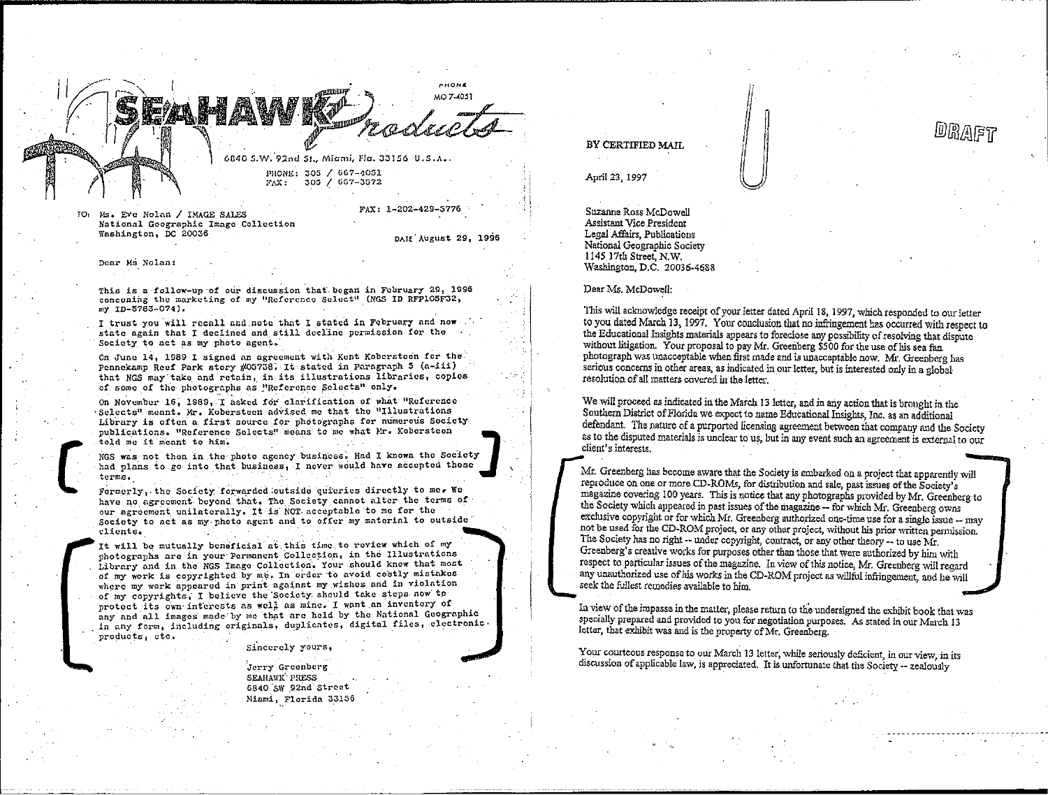**SEAHAWK Products**

PHONE MO 7-4051

6840 S.W. 92nd St., Miami, Fla. 33156 U.S.A.

PHONE: 305 / 667-4051
FAX: 305 / 667-3572

TO: Ms. Eve Nolan / IMAGE SALES
National Geographic Image Collection
Washington, DC 20036

FAX: 1-202-429-5776

DATE August 29, 1996

Dear Ms Nolan:

This is a follow-up of our discussion that began in February 29, 1996 concerning the marketing of my "Reference Select" (NGS ID RFP105F32, my ID-5783-074).

I trust you will recall and note that I stated in February and now state again that I declined and still decline permission for the Society to act as my photo agent.

On June 14, 1989 I signed an agreement with Kent Kobersteen for the Pennekamp Reef Park story #05738. It stated in Paragraph 5 (a-iii) that NGS may take and retain, in its illustrations libraries, copies of some of the photographs as "Reference Selects" only.

On November 16, 1989, I asked for clarification of what "Reference Selects" meant. Mr. Kobersteen advised me that the "Illustrations Library is often a first source for photographs for numerous Society publications. "Reference Selects" means to me what Mr. Kobersteen told me it meant to him.

NGS was not then in the photo agency business. Had I known the Society had plans to go into that business, I never would have accepted those terms.

Formerly, the Society forwarded outside quiries directly to me. We have no agreement beyond that. The Society cannot alter the terms of our agreement unilaterally. It is NOT acceptable to me for the Society to act as my photo agent and to offer my material to outside clients.

It will be mutually beneficial at this time to review which of my photographs are in your Permanent Collection, in the Illustrations Library and in the NGS Image Collection. Your should know that most of my work is copyrighted by me. In order to avoid costly mistakes where my work appeared in print against my wishes and in violation of my copyrights, I believe the Society should take steps now to protect its own interests as well as mine. I want an inventory of any and all images made by me that are held by the National Geographic in any form, including originals, duplicates, digital files, electronic products, etc.

Sincerely yours,

Jerry Greenberg
SEAHAWK PRESS
6840 SW 92nd Street
Miami, Florida 33156

---

DRAFT

BY CERTIFIED MAIL

April 23, 1997

Suzanne Ross McDowell
Assistant Vice President
Legal Affairs, Publications
National Geographic Society
1145 17th Street, N.W.
Washington, D.C. 20036-4688

Dear Ms. McDowell:

This will acknowledge receipt of your letter dated April 18, 1997, which responded to our letter to you dated March 13, 1997. Your conclusion that no infringement has occurred with respect to the Educational Insights materials appears to foreclose any possibility of resolving that dispute without litigation. Your proposal to pay Mr. Greenberg $500 for the use of his sea fan photograph was unacceptable when first made and is unacceptable now. Mr. Greenberg has serious concerns in other areas, as indicated in our letter, but is interested only in a global resolution of all matters covered in the letter.

We will proceed as indicated in the March 13 letter, and in any action that is brought in the Southern District of Florida we expect to name Educational Insights, Inc. as an additional defendant. The nature of a purported licensing agreement between that company and the Society as to the disputed materials is unclear to us, but in any event such an agreement is external to our client's interests.

Mr. Greenberg has become aware that the Society is embarked on a project that apparently will reproduce on one or more CD-ROMs, for distribution and sale, past issues of the Society's magazine covering 100 years. This is notice that any photographs provided by Mr. Greenberg to the Society which appeared in past issues of the magazine -- for which Mr. Greenberg owns exclusive copyright or for which Mr. Greenberg authorized one-time use for a single issue -- may not be used for the CD-ROM project, or any other project, without his prior written permission. The Society has no right -- under copyright, contract, or any other theory -- to use Mr. Greenberg's creative works for purposes other than those that were authorized by him with respect to particular issues of the magazine. In view of this notice, Mr. Greenberg will regard any unauthorized use of his works in the CD-ROM project as willful infringement, and he will seek the fullest remedies available to him.

In view of the impasse in the matter, please return to the undersigned the exhibit book that was specially prepared and provided to you for negotiation purposes. As stated in our March 13 letter, that exhibit was and is the property of Mr. Greenberg.

Your courteous response to our March 13 letter, while seriously deficient, in our view, in its discussion of applicable law, is appreciated. It is unfortunate that the Society -- zealously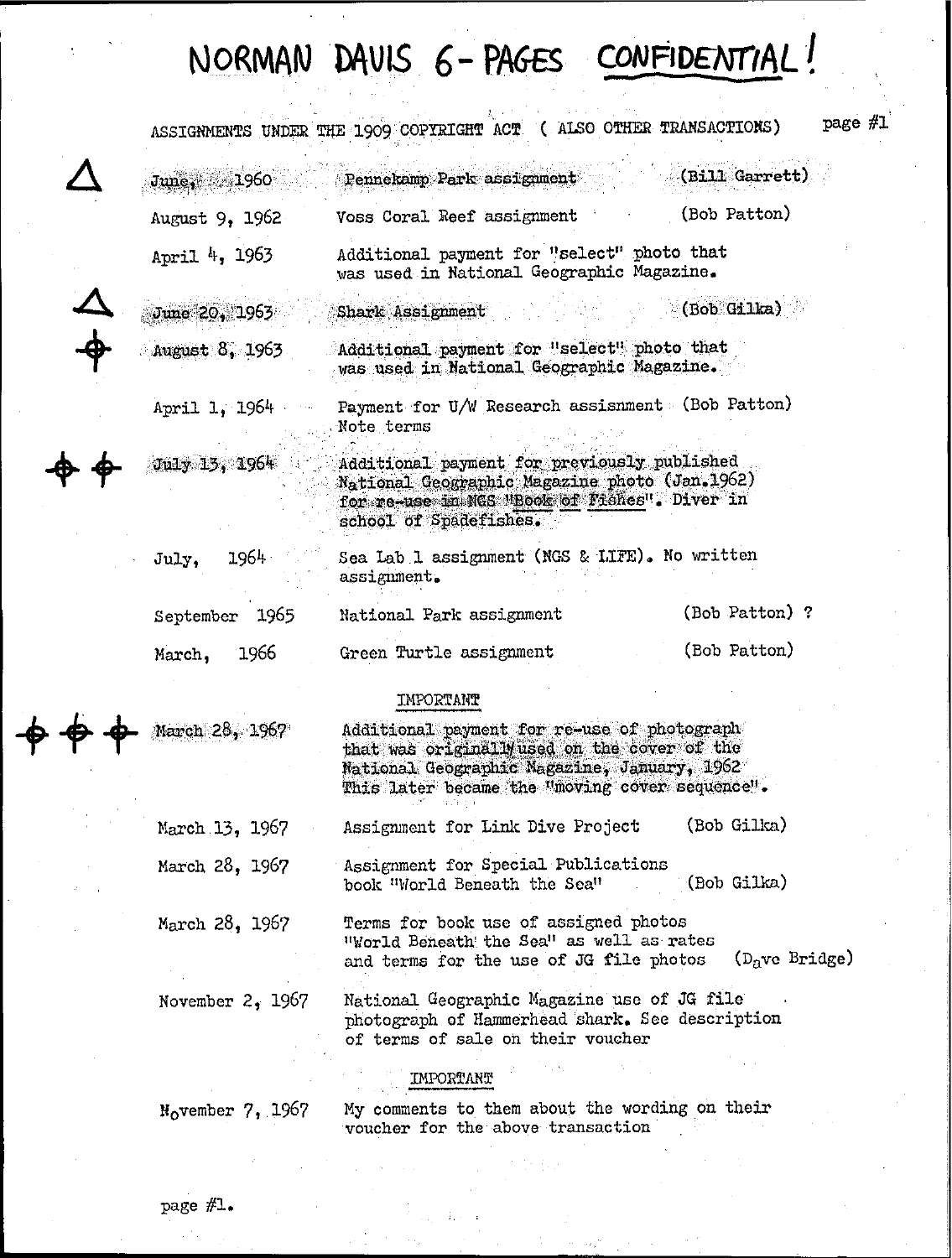# NORMAN DAVIS 6-PAGES CONFIDENTIAL!

ASSIGNMENTS UNDER THE 1909 COPYRIGHT ACT ( ALSO OTHER TRANSACTIONS) page #1

| | Date | Description | Contact |
|---|---|---|---|
| △ | June, 1960 | Pennekamp Park assignment | (Bill Garrett) |
| | August 9, 1962 | Voss Coral Reef assignment | (Bob Patton) |
| | April 4, 1963 | Additional payment for "select" photo that was used in National Geographic Magazine. | |
| △ | June 20, 1963 | Shark Assignment | (Bob Gilka) |
| ⌖ | August 8, 1963 | Additional payment for "select" photo that was used in National Geographic Magazine. | |
| | April 1, 1964 | Payment for U/W Research assisnment Note terms | (Bob Patton) |
| ⌖ ⌖ | July 13, 1964 | Additional payment for previously published National Geographic Magazine photo (Jan.1962) for re-use in NGS "Book of Fishes". Diver in school of Spadefishes. | |
| | July, 1964 | Sea Lab 1 assignment (NGS & LIFE). No written assignment. | |
| | September 1965 | National Park assignment | (Bob Patton) ? |
| | March, 1966 | Green Turtle assignment | (Bob Patton) |

IMPORTANT

| | Date | Description | Contact |
|---|---|---|---|
| ⌖ ⌖ ⌖ | March 28, 1967 | Additional payment for re-use of photograph that was originally used on the cover of the National Geographic Magazine, January, 1962 This later became the "moving cover sequence". | |
| | March 13, 1967 | Assignment for Link Dive Project | (Bob Gilka) |
| | March 28, 1967 | Assignment for Special Publications book "World Beneath the Sea" | (Bob Gilka) |
| | March 28, 1967 | Terms for book use of assigned photos "World Beneath the Sea" as well as rates and terms for the use of JG file photos | (Dave Bridge) |
| | November 2, 1967 | National Geographic Magazine use of JG file photograph of Hammerhead shark. See description of terms of sale on their voucher | |

IMPORTANT

| | Date | Description | Contact |
|---|---|---|---|
| | November 7, 1967 | My comments to them about the wording on their voucher for the above transaction | |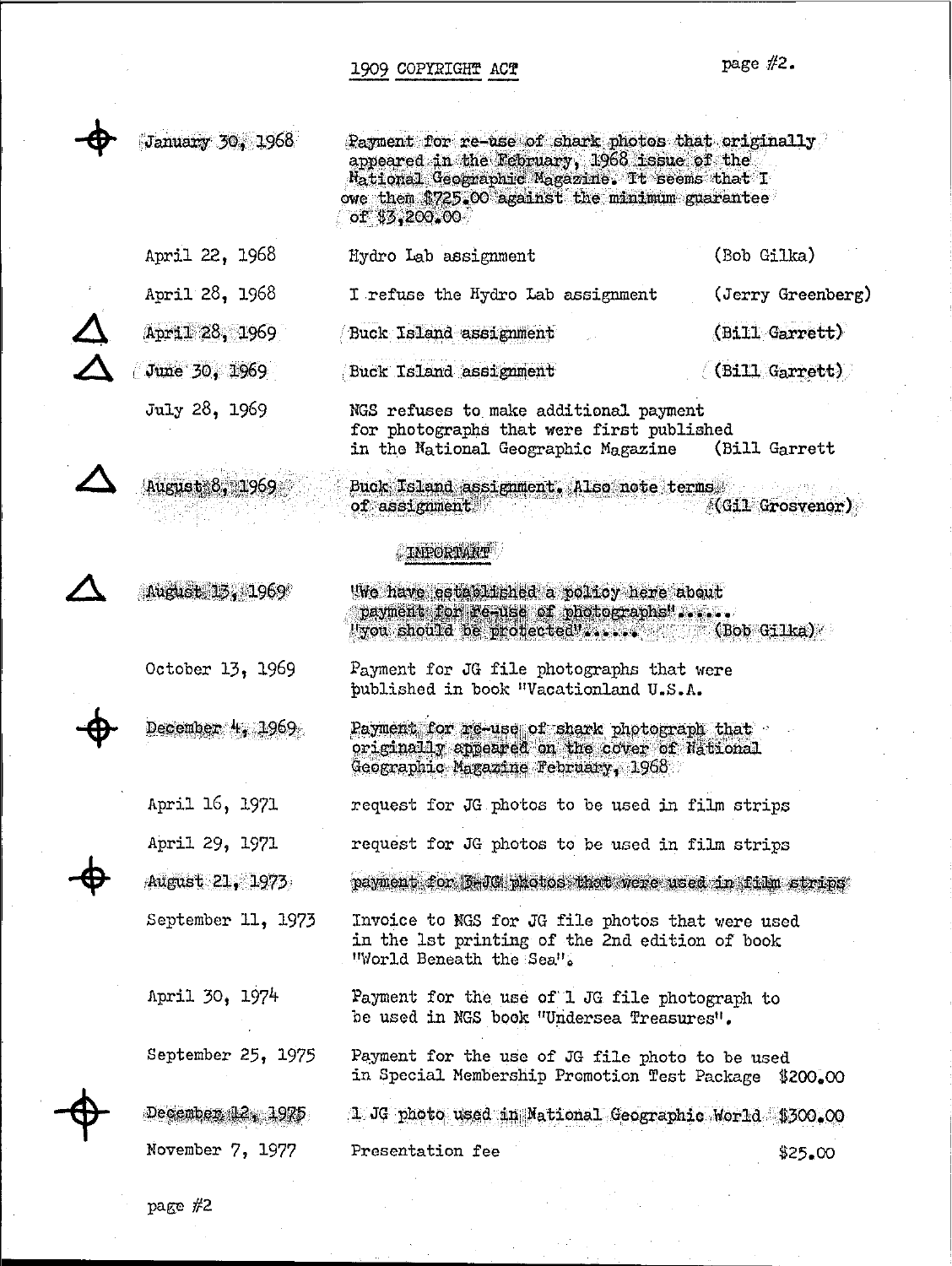## 1909 COPYRIGHT ACT

| Date | Description | Contact |
|---|---|---|
| January 30, 1968 | Payment for re-use of shark photos that originally appeared in the February, 1968 issue of the National Geographic Magazine. It seems that I owe them $725.00 against the minimum guarantee of $3,200.00 | |
| April 22, 1968 | Hydro Lab assignment | (Bob Gilka) |
| April 28, 1968 | I refuse the Hydro Lab assignment | (Jerry Greenberg) |
| April 28, 1969 | Buck Island assignment | (Bill Garrett) |
| June 30, 1969 | Buck Island assignment | (Bill Garrett) |
| July 28, 1969 | NGS refuses to make additional payment for photographs that were first published in the National Geographic Magazine | (Bill Garrett |
| August 8, 1969 | Buck Island assignment. Also note terms of assignment | (Gil Grosvenor) |

**IMPORTANT**

| Date | Description | Contact |
|---|---|---|
| August 15, 1969 | "We have established a policy here about payment for re-use of photographs"..... "you should be protected"..... | (Bob Gilka) |
| October 13, 1969 | Payment for JG file photographs that were published in book "Vacationland U.S.A. | |
| December 4, 1969 | Payment for re-use of shark photograph that originally appeared on the cover of National Geographic Magazine February, 1968 | |
| April 16, 1971 | request for JG photos to be used in film strips | |
| April 29, 1971 | request for JG photos to be used in film strips | |
| August 21, 1973 | payment for 3-JG photos that were used in film strips | |
| September 11, 1973 | Invoice to NGS for JG file photos that were used in the 1st printing of the 2nd edition of book "World Beneath the Sea". | |
| April 30, 1974 | Payment for the use of 1 JG file photograph to be used in NGS book "Undersea Treasures". | |
| September 25, 1975 | Payment for the use of JG file photo to be used in Special Membership Promotion Test Package | $200.00 |
| December 12, 1975 | 1 JG photo used in National Geographic World | $300.00 |
| November 7, 1977 | Presentation fee | $25.00 |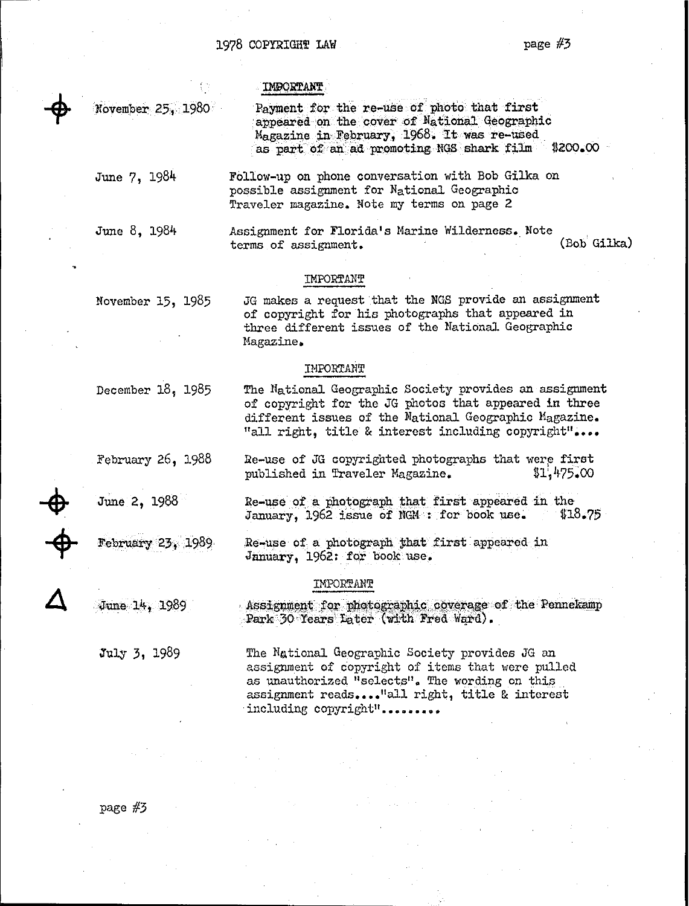**IMPORTANT**

| | |
|---|---|
| November 25, 1980 | Payment for the re-use of photo that first appeared on the cover of National Geographic Magazine in February, 1968. It was re-used as part of an ad promoting NGS shark film $200.00 |
| June 7, 1984 | Follow-up on phone conversation with Bob Gilka on possible assignment for National Geographic Traveler magazine. Note my terms on page 2 |
| June 8, 1984 | Assignment for Florida's Marine Wilderness. Note terms of assignment. (Bob Gilka) |

**IMPORTANT**

| | |
|---|---|
| November 15, 1985 | JG makes a request that the NGS provide an assignment of copyright for his photographs that appeared in three different issues of the National Geographic Magazine. |

**IMPORTANT**

| | |
|---|---|
| December 18, 1985 | The National Geographic Society provides an assignment of copyright for the JG photos that appeared in three different issues of the National Geographic Magazine. "all right, title & interest including copyright".... |
| February 26, 1988 | Re-use of JG copyrighted photographs that were first published in Traveler Magazine. $1,475.00 |
| June 2, 1988 | Re-use of a photograph that first appeared in the January, 1962 issue of NGM : for book use. $18.75 |
| February 23, 1989 | Re-use of a photograph that first appeared in January, 1962: for book use. |

**IMPORTANT**

| | |
|---|---|
| June 14, 1989 | Assignment for photographic coverage of the Pennekamp Park 30 Years Later (with Fred Ward). |
| July 3, 1989 | The National Geographic Society provides JG an assignment of copyright of items that were pulled as unauthorized "selects". The wording on this assignment reads...."all right, title & interest including copyright"......... |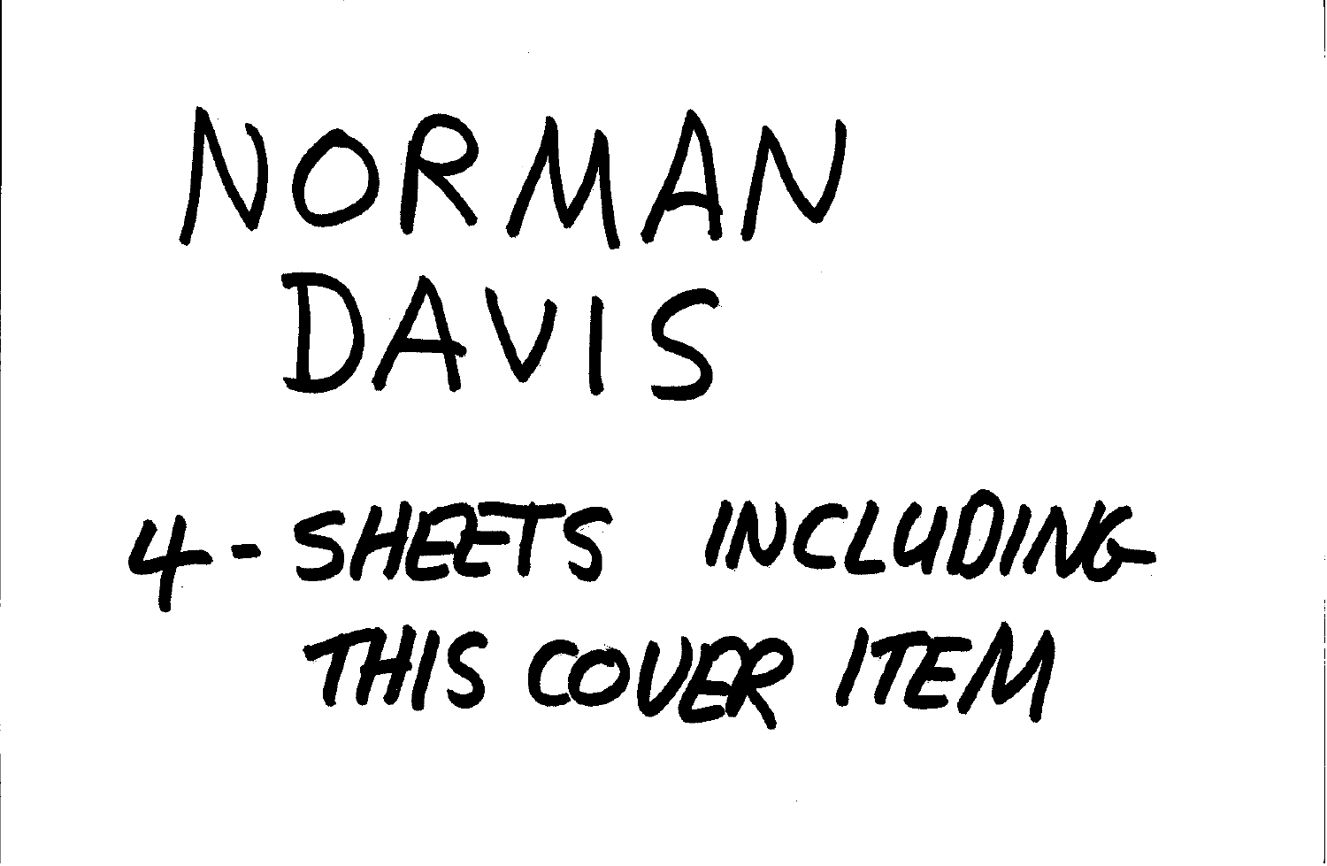NORMAN
DAVIS

4 - SHEETS INCLUDING
THIS COVER ITEM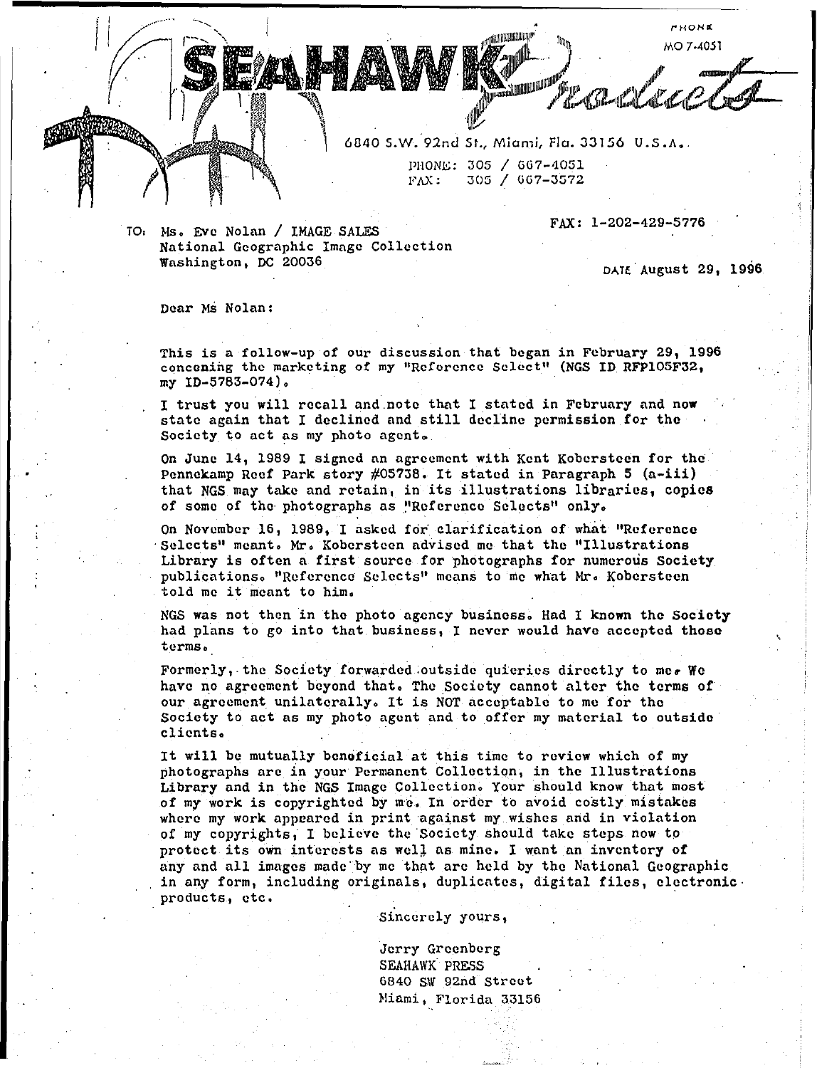**SEAHAWK Products**

PHONE MO 7-4051

6840 S.W. 92nd St., Miami, Fla. 33156 U.S.A.

PHONE: 305 / 667-4051
FAX: 305 / 667-3572

TO: Ms. Eve Nolan / IMAGE SALES
National Geographic Image Collection
Washington, DC 20036

FAX: 1-202-429-5776

DATE August 29, 1996

Dear Ms Nolan:

This is a follow-up of our discussion that began in February 29, 1996 conceming the marketing of my "Reference Select" (NGS ID RFP105F32, my ID-5783-074).

I trust you will recall and note that I stated in February and now state again that I declined and still decline permission for the Society to act as my photo agent.

On June 14, 1989 I signed an agreement with Kent Kobersteen for the Pennekamp Reef Park story #05738. It stated in Paragraph 5 (a-iii) that NGS may take and retain, in its illustrations libraries, copies of some of the photographs as "Reference Selects" only.

On November 16, 1989, I asked for clarification of what "Reference Selects" meant. Mr. Kobersteen advised me that the "Illustrations Library is often a first source for photographs for numerous Society publications. "Reference Selects" means to me what Mr. Kobersteen told me it meant to him.

NGS was not then in the photo agency business. Had I known the Society had plans to go into that business, I never would have accepted those terms.

Formerly, the Society forwarded outside quieries directly to me. We have no agreement beyond that. The Society cannot alter the terms of our agreement unilaterally. It is NOT acceptable to me for the Society to act as my photo agent and to offer my material to outside clients.

It will be mutually beneficial at this time to review which of my photographs are in your Permanent Collection, in the Illustrations Library and in the NGS Image Collection. Your should know that most of my work is copyrighted by me. In order to avoid costly mistakes where my work appeared in print against my wishes and in violation of my copyrights, I believe the Society should take steps now to protect its own interests as well as mine. I want an inventory of any and all images made by me that are held by the National Geographic in any form, including originals, duplicates, digital files, electronic products, etc.

Sincerely yours,

Jerry Greenberg
SEAHAWK PRESS
6840 SW 92nd Street
Miami, Florida 33156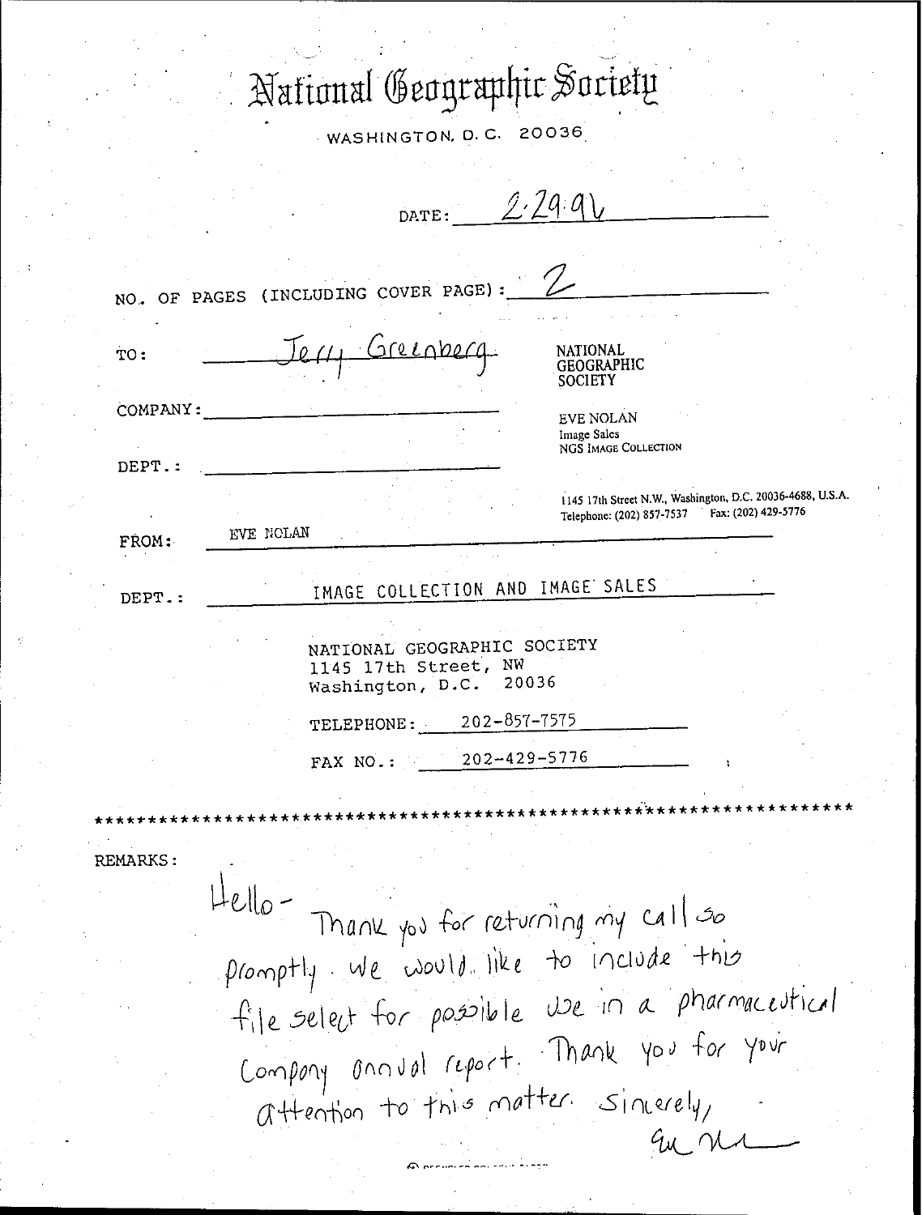# National Geographic Society

WASHINGTON, D.C. 20036

DATE: 2.29.96

NO. OF PAGES (INCLUDING COVER PAGE): 2

TO: Jerry Greenberg

COMPANY:

DEPT.:

NATIONAL GEOGRAPHIC SOCIETY

EVE NOLAN
Image Sales
NGS IMAGE COLLECTION

1145 17th Street N.W., Washington, D.C. 20036-4688, U.S.A.
Telephone: (202) 857-7537 Fax: (202) 429-5776

FROM: EVE NOLAN

DEPT.: IMAGE COLLECTION AND IMAGE SALES

NATIONAL GEOGRAPHIC SOCIETY
1145 17th Street, NW
Washington, D.C. 20036

TELEPHONE: 202-857-7575

FAX NO.: 202-429-5776

**************************************************************************

REMARKS:

Hello -
Thank you for returning my call so promptly. We would like to include this file select for possible use in a pharmaceutical company annual report. Thank you for your attention to this matter. Sincerely,

Eve Nolan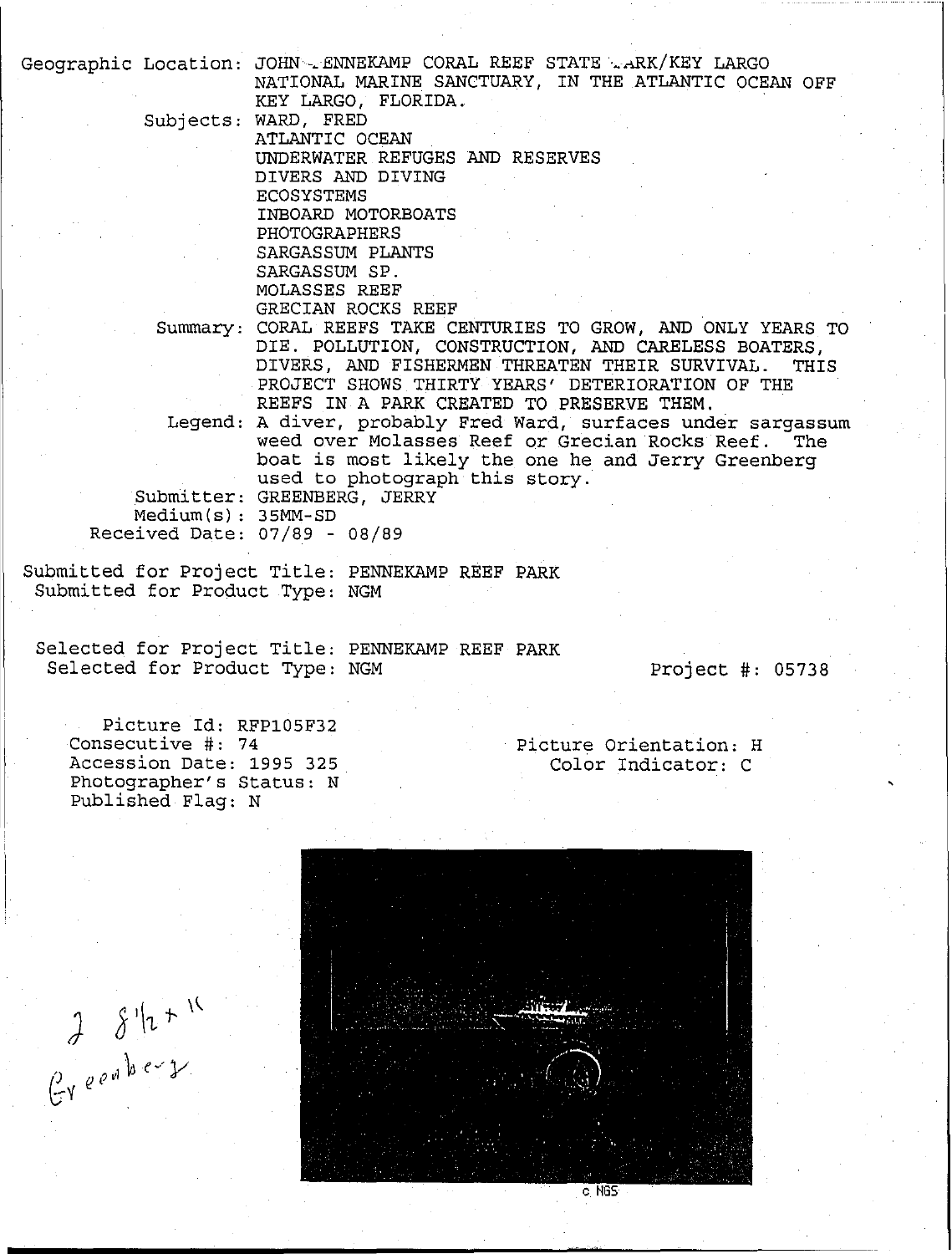Geographic Location: JOHN PENNEKAMP CORAL REEF STATE PARK/KEY LARGO NATIONAL MARINE SANCTUARY, IN THE ATLANTIC OCEAN OFF KEY LARGO, FLORIDA.

Subjects: WARD, FRED
ATLANTIC OCEAN
UNDERWATER REFUGES AND RESERVES
DIVERS AND DIVING
ECOSYSTEMS
INBOARD MOTORBOATS
PHOTOGRAPHERS
SARGASSUM PLANTS
SARGASSUM SP.
MOLASSES REEF
GRECIAN ROCKS REEF

Summary: CORAL REEFS TAKE CENTURIES TO GROW, AND ONLY YEARS TO DIE. POLLUTION, CONSTRUCTION, AND CARELESS BOATERS, DIVERS, AND FISHERMEN THREATEN THEIR SURVIVAL. THIS PROJECT SHOWS THIRTY YEARS' DETERIORATION OF THE REEFS IN A PARK CREATED TO PRESERVE THEM.

Legend: A diver, probably Fred Ward, surfaces under sargassum weed over Molasses Reef or Grecian Rocks Reef. The boat is most likely the one he and Jerry Greenberg used to photograph this story.

Submitter: GREENBERG, JERRY
Medium(s): 35MM-SD
Received Date: 07/89 - 08/89

Submitted for Project Title: PENNEKAMP REEF PARK
Submitted for Product Type: NGM

Selected for Project Title: PENNEKAMP REEF PARK
Selected for Product Type: NGM
Project #: 05738

Picture Id: RFP105F32
Consecutive #: 74
Accession Date: 1995 325
Photographer's Status: N
Published Flag: N

Picture Orientation: H
Color Indicator: C

2 8½ x 11
Greenberg

c NGS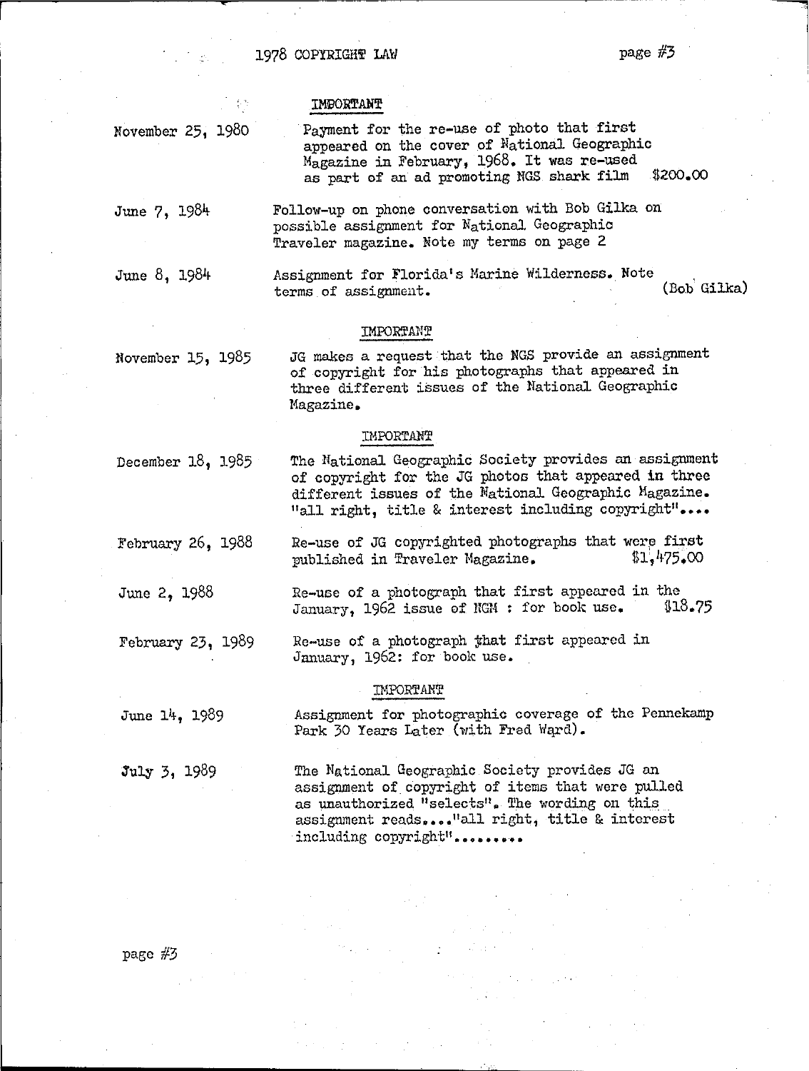**IMPORTANT**

| | |
|---|---|
| November 25, 1980 | Payment for the re-use of photo that first appeared on the cover of National Geographic Magazine in February, 1968. It was re-used as part of an ad promoting NGS shark film $200.00 |
| June 7, 1984 | Follow-up on phone conversation with Bob Gilka on possible assignment for National Geographic Traveler magazine. Note my terms on page 2 |
| June 8, 1984 | Assignment for Florida's Marine Wilderness. Note terms of assignment. (Bob Gilka) |

**IMPORTANT**

| | |
|---|---|
| November 15, 1985 | JG makes a request that the NGS provide an assignment of copyright for his photographs that appeared in three different issues of the National Geographic Magazine. |

**IMPORTANT**

| | |
|---|---|
| December 18, 1985 | The National Geographic Society provides an assignment of copyright for the JG photos that appeared in three different issues of the National Geographic Magazine. "all right, title & interest including copyright".... |
| February 26, 1988 | Re-use of JG copyrighted photographs that were first published in Traveler Magazine. $1,475.00 |
| June 2, 1988 | Re-use of a photograph that first appeared in the January, 1962 issue of NGM : for book use. $18.75 |
| February 23, 1989 | Re-use of a photograph that first appeared in January, 1962: for book use. |

**IMPORTANT**

| | |
|---|---|
| June 14, 1989 | Assignment for photographic coverage of the Pennekamp Park 30 Years Later (with Fred Ward). |
| July 3, 1989 | The National Geographic Society provides JG an assignment of copyright of items that were pulled as unauthorized "selects". The wording on this assignment reads...."all right, title & interest including copyright"......... |